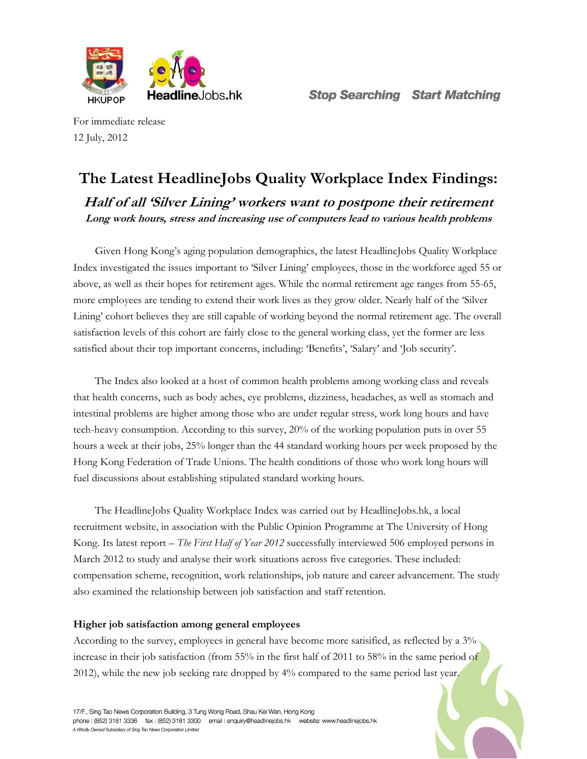For immediate release
12 July, 2012

# The Latest HeadlineJobs Quality Workplace Index Findings:

## *Half of all 'Silver Lining' workers want to postpone their retirement*

***Long work hours, stress and increasing use of computers lead to various health problems***

Given Hong Kong's aging population demographics, the latest HeadlineJobs Quality Workplace Index investigated the issues important to 'Silver Lining' employees, those in the workforce aged 55 or above, as well as their hopes for retirement ages. While the normal retirement age ranges from 55-65, more employees are tending to extend their work lives as they grow older. Nearly half of the 'Silver Lining' cohort believes they are still capable of working beyond the normal retirement age. The overall satisfaction levels of this cohort are fairly close to the general working class, yet the former are less satisfied about their top important concerns, including: 'Benefits', 'Salary' and 'Job security'.

The Index also looked at a host of common health problems among working class and reveals that health concerns, such as body aches, eye problems, dizziness, headaches, as well as stomach and intestinal problems are higher among those who are under regular stress, work long hours and have tech-heavy consumption. According to this survey, 20% of the working population puts in over 55 hours a week at their jobs, 25% longer than the 44 standard working hours per week proposed by the Hong Kong Federation of Trade Unions. The health conditions of those who work long hours will fuel discussions about establishing stipulated standard working hours.

The HeadlineJobs Quality Workplace Index was carried out by HeadlineJobs.hk, a local recruitment website, in association with the Public Opinion Programme at The University of Hong Kong. Its latest report – *The First Half of Year 2012* successfully interviewed 506 employed persons in March 2012 to study and analyse their work situations across five categories. These included: compensation scheme, recognition, work relationships, job nature and career advancement. The study also examined the relationship between job satisfaction and staff retention.

**Higher job satisfaction among general employees**

According to the survey, employees in general have become more satisified, as reflected by a 3% increase in their job satisfaction (from 55% in the first half of 2011 to 58% in the same period of 2012), while the new job seeking rate dropped by 4% compared to the same period last year.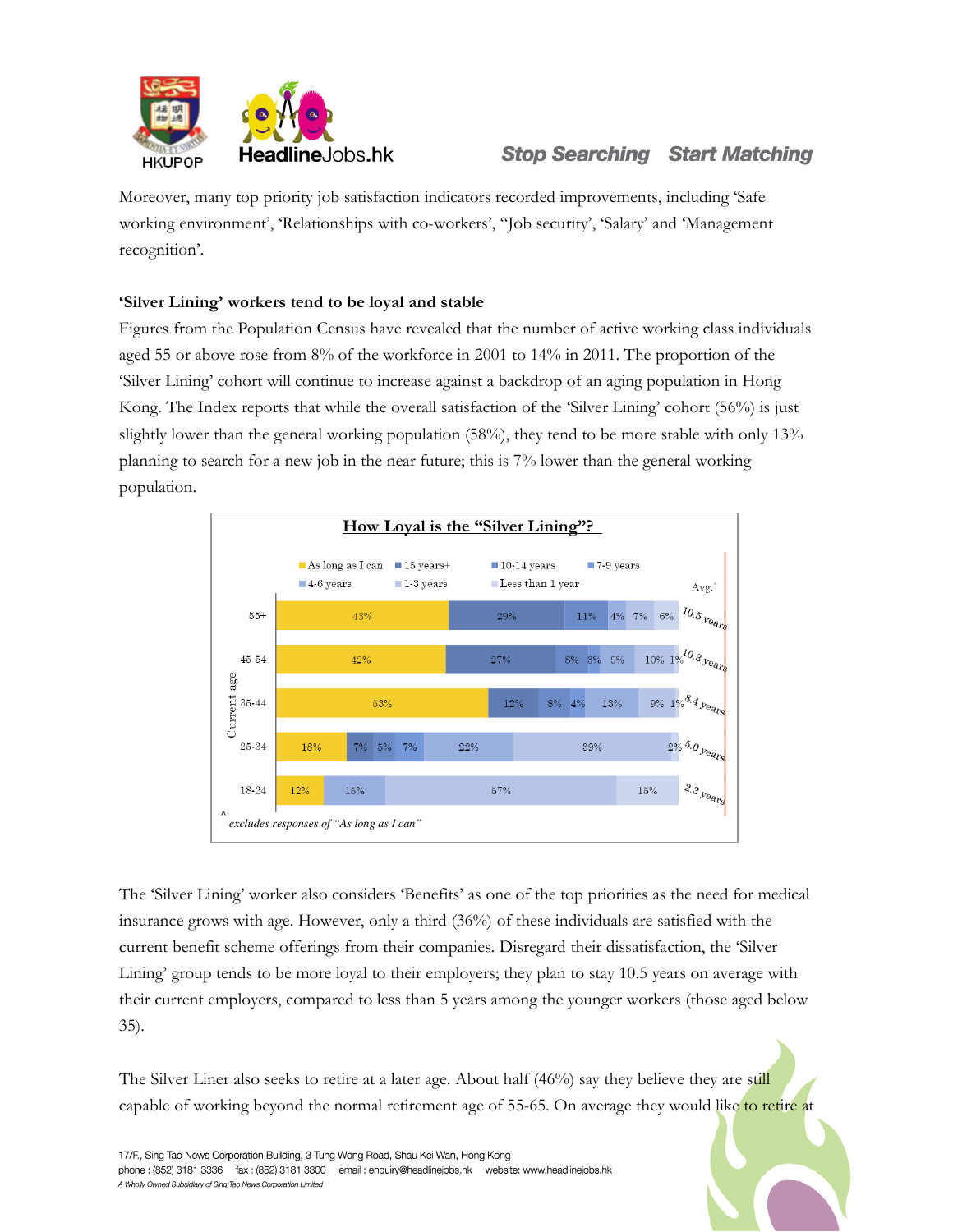Moreover, many top priority job satisfaction indicators recorded improvements, including 'Safe working environment', 'Relationships with co-workers', "Job security', 'Salary' and 'Management recognition'.

**'Silver Lining' workers tend to be loyal and stable**

Figures from the Population Census have revealed that the number of active working class individuals aged 55 or above rose from 8% of the workforce in 2001 to 14% in 2011. The proportion of the 'Silver Lining' cohort will continue to increase against a backdrop of an aging population in Hong Kong. The Index reports that while the overall satisfaction of the 'Silver Lining' cohort (56%) is just slightly lower than the general working population (58%), they tend to be more stable with only 13% planning to search for a new job in the near future; this is 7% lower than the general working population.

**How Loyal is the "Silver Lining"?**

| Current age | As long as I can | 15 years+ | 10-14 years | 7-9 years | 4-6 years | 1-3 years | Less than 1 year | Avg.^ |
|---|---|---|---|---|---|---|---|---|
| 55+ | 43% | 29% | 11% | 4% | 7% | 6% | | 10.5 years |
| 45-54 | 42% | 27% | 8% | 3% | 9% | 10% | 1% | 10.3 years |
| 35-44 | 53% | 12% | 8% | 4% | 13% | 9% | 1% | 8.4 years |
| 25-34 | 18% | 7% | 5% | 7% | 22% | 39% | 2% | 5.0 years |
| 18-24 | 12% | | | | 15% | 57% | 15% | 2.3 years |

^ *excludes responses of "As long as I can"*

The 'Silver Lining' worker also considers 'Benefits' as one of the top priorities as the need for medical insurance grows with age. However, only a third (36%) of these individuals are satisfied with the current benefit scheme offerings from their companies. Disregard their dissatisfaction, the 'Silver Lining' group tends to be more loyal to their employers; they plan to stay 10.5 years on average with their current employers, compared to less than 5 years among the younger workers (those aged below 35).

The Silver Liner also seeks to retire at a later age. About half (46%) say they believe they are still capable of working beyond the normal retirement age of 55-65. On average they would like to retire at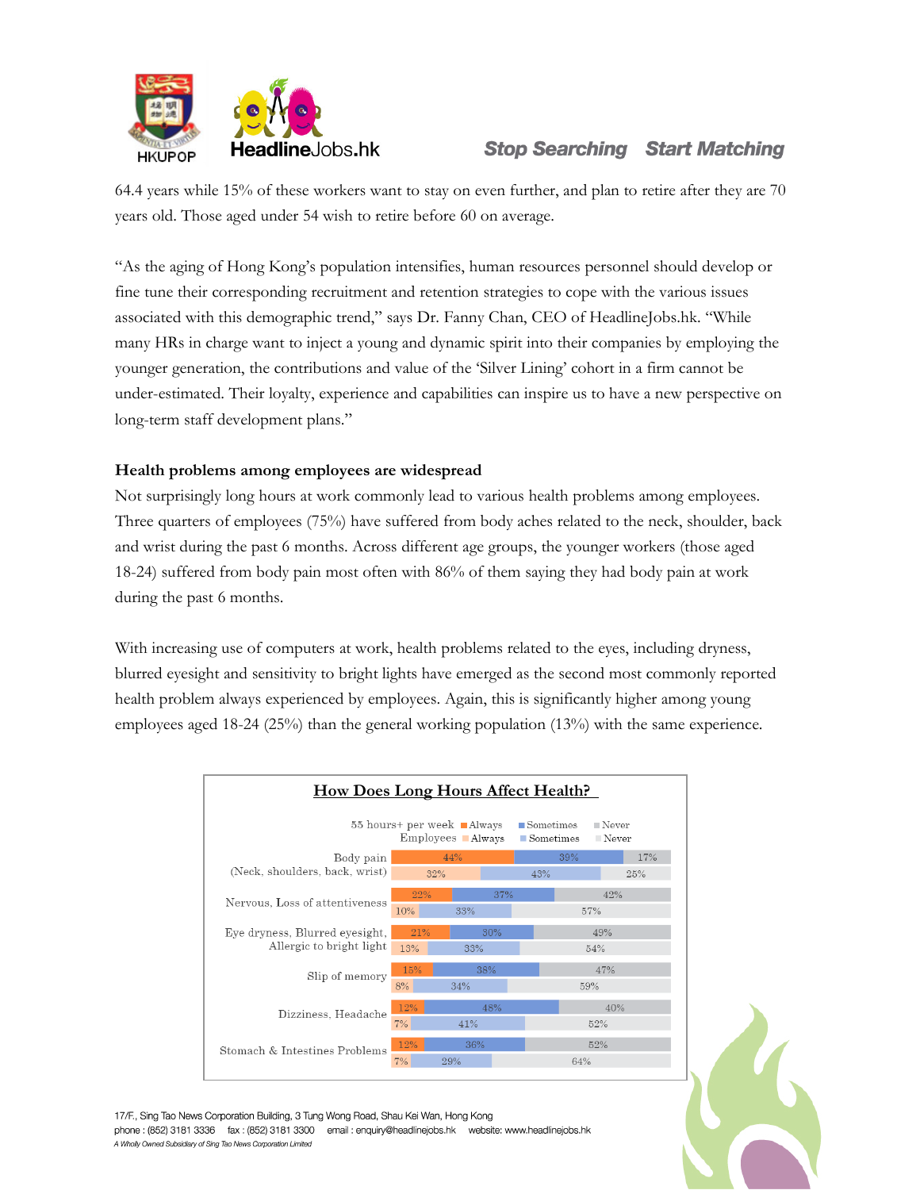64.4 years while 15% of these workers want to stay on even further, and plan to retire after they are 70 years old. Those aged under 54 wish to retire before 60 on average.

"As the aging of Hong Kong's population intensifies, human resources personnel should develop or fine tune their corresponding recruitment and retention strategies to cope with the various issues associated with this demographic trend," says Dr. Fanny Chan, CEO of HeadlineJobs.hk. "While many HRs in charge want to inject a young and dynamic spirit into their companies by employing the younger generation, the contributions and value of the 'Silver Lining' cohort in a firm cannot be under-estimated. Their loyalty, experience and capabilities can inspire us to have a new perspective on long-term staff development plans."

**Health problems among employees are widespread**

Not surprisingly long hours at work commonly lead to various health problems among employees. Three quarters of employees (75%) have suffered from body aches related to the neck, shoulder, back and wrist during the past 6 months. Across different age groups, the younger workers (those aged 18-24) suffered from body pain most often with 86% of them saying they had body pain at work during the past 6 months.

With increasing use of computers at work, health problems related to the eyes, including dryness, blurred eyesight and sensitivity to bright lights have emerged as the second most commonly reported health problem always experienced by employees. Again, this is significantly higher among young employees aged 18-24 (25%) than the general working population (13%) with the same experience.

**How Does Long Hours Affect Health?**

| Health problem | Group | Always | Sometimes | Never |
|---|---|---|---|---|
| Body pain (Neck, shoulders, back, wrist) | 55 hours+ per week | 44% | 39% | 17% |
| | Employees | 32% | 43% | 25% |
| Nervous, Loss of attentiveness | 55 hours+ per week | 22% | 37% | 42% |
| | Employees | 10% | 33% | 57% |
| Eye dryness, Blurred eyesight, Allergic to bright light | 55 hours+ per week | 21% | 30% | 49% |
| | Employees | 13% | 33% | 54% |
| Slip of memory | 55 hours+ per week | 15% | 38% | 47% |
| | Employees | 8% | 34% | 59% |
| Dizziness, Headache | 55 hours+ per week | 12% | 48% | 40% |
| | Employees | 7% | 41% | 52% |
| Stomach & Intestines Problems | 55 hours+ per week | 12% | 36% | 52% |
| | Employees | 7% | 29% | 64% |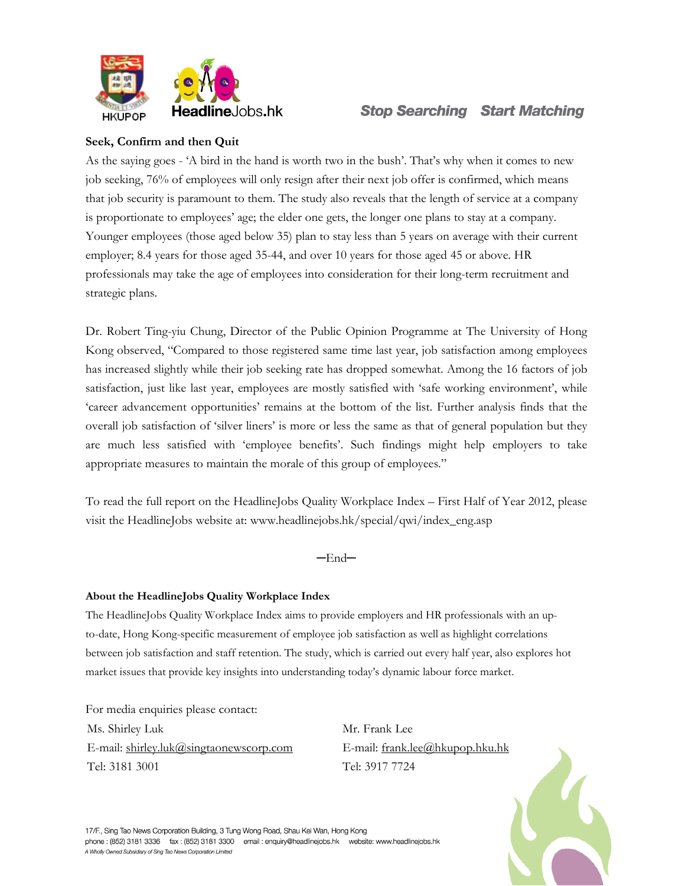**Seek, Confirm and then Quit**

As the saying goes - 'A bird in the hand is worth two in the bush'. That's why when it comes to new job seeking, 76% of employees will only resign after their next job offer is confirmed, which means that job security is paramount to them. The study also reveals that the length of service at a company is proportionate to employees' age; the elder one gets, the longer one plans to stay at a company. Younger employees (those aged below 35) plan to stay less than 5 years on average with their current employer; 8.4 years for those aged 35-44, and over 10 years for those aged 45 or above. HR professionals may take the age of employees into consideration for their long-term recruitment and strategic plans.

Dr. Robert Ting-yiu Chung, Director of the Public Opinion Programme at The University of Hong Kong observed, "Compared to those registered same time last year, job satisfaction among employees has increased slightly while their job seeking rate has dropped somewhat. Among the 16 factors of job satisfaction, just like last year, employees are mostly satisfied with 'safe working environment', while 'career advancement opportunities' remains at the bottom of the list. Further analysis finds that the overall job satisfaction of 'silver liners' is more or less the same as that of general population but they are much less satisfied with 'employee benefits'. Such findings might help employers to take appropriate measures to maintain the morale of this group of employees."

To read the full report on the HeadlineJobs Quality Workplace Index – First Half of Year 2012, please visit the HeadlineJobs website at: www.headlinejobs.hk/special/qwi/index_eng.asp

─End─

**About the HeadlineJobs Quality Workplace Index**

The HeadlineJobs Quality Workplace Index aims to provide employers and HR professionals with an up-to-date, Hong Kong-specific measurement of employee job satisfaction as well as highlight correlations between job satisfaction and staff retention. The study, which is carried out every half year, also explores hot market issues that provide key insights into understanding today's dynamic labour force market.

For media enquiries please contact:

Ms. Shirley Luk
E-mail: shirley.luk@singtaonewscorp.com
Tel: 3181 3001

Mr. Frank Lee
E-mail: frank.lee@hkupop.hku.hk
Tel: 3917 7724